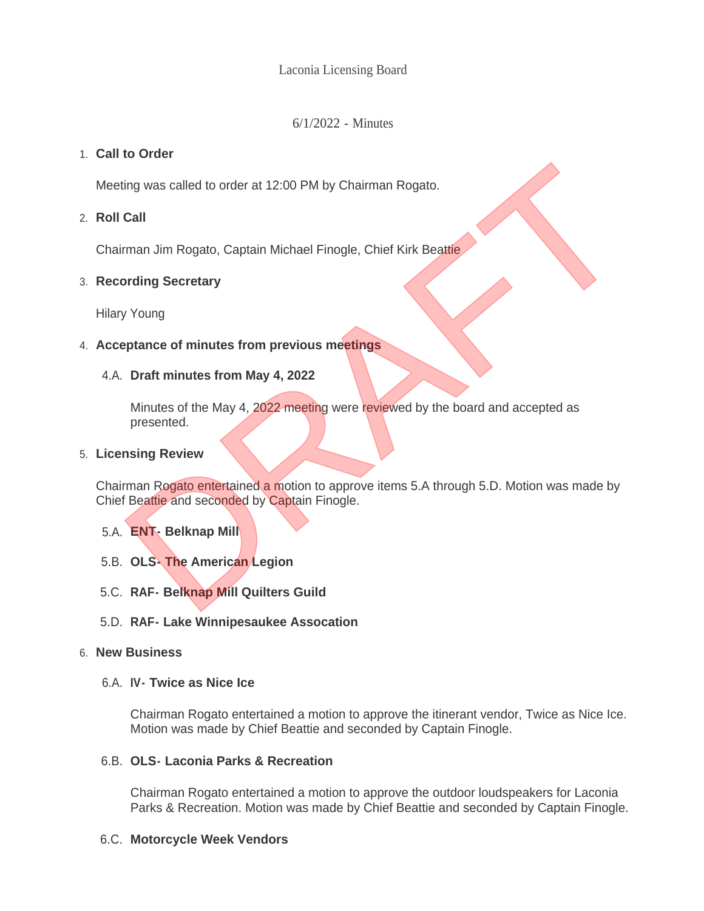Laconia Licensing Board

6/1/2022 - Minutes

1. **Call to Order**

   Meeting was called to order at 12:00 PM by Chairman Rogato.

2. **Roll Call**

   Chairman Jim Rogato, Captain Michael Finogle, Chief Kirk Beattie

3. **Recording Secretary**

   Hilary Young

4. **Acceptance of minutes from previous meetings**

   4.A. **Draft minutes from May 4, 2022**

   Minutes of the May 4, 2022 meeting were reviewed by the board and accepted as presented.

5. **Licensing Review**

   Chairman Rogato entertained a motion to approve items 5.A through 5.D. Motion was made by Chief Beattie and seconded by Captain Finogle.

   5.A. **ENT- Belknap Mill**

   5.B. **OLS- The American Legion**

   5.C. **RAF- Belknap Mill Quilters Guild**

   5.D. **RAF- Lake Winnipesaukee Assocation**

6. **New Business**

   6.A. **IV- Twice as Nice Ice**

   Chairman Rogato entertained a motion to approve the itinerant vendor, Twice as Nice Ice. Motion was made by Chief Beattie and seconded by Captain Finogle.

   6.B. **OLS- Laconia Parks & Recreation**

   Chairman Rogato entertained a motion to approve the outdoor loudspeakers for Laconia Parks & Recreation. Motion was made by Chief Beattie and seconded by Captain Finogle.

   6.C. **Motorcycle Week Vendors**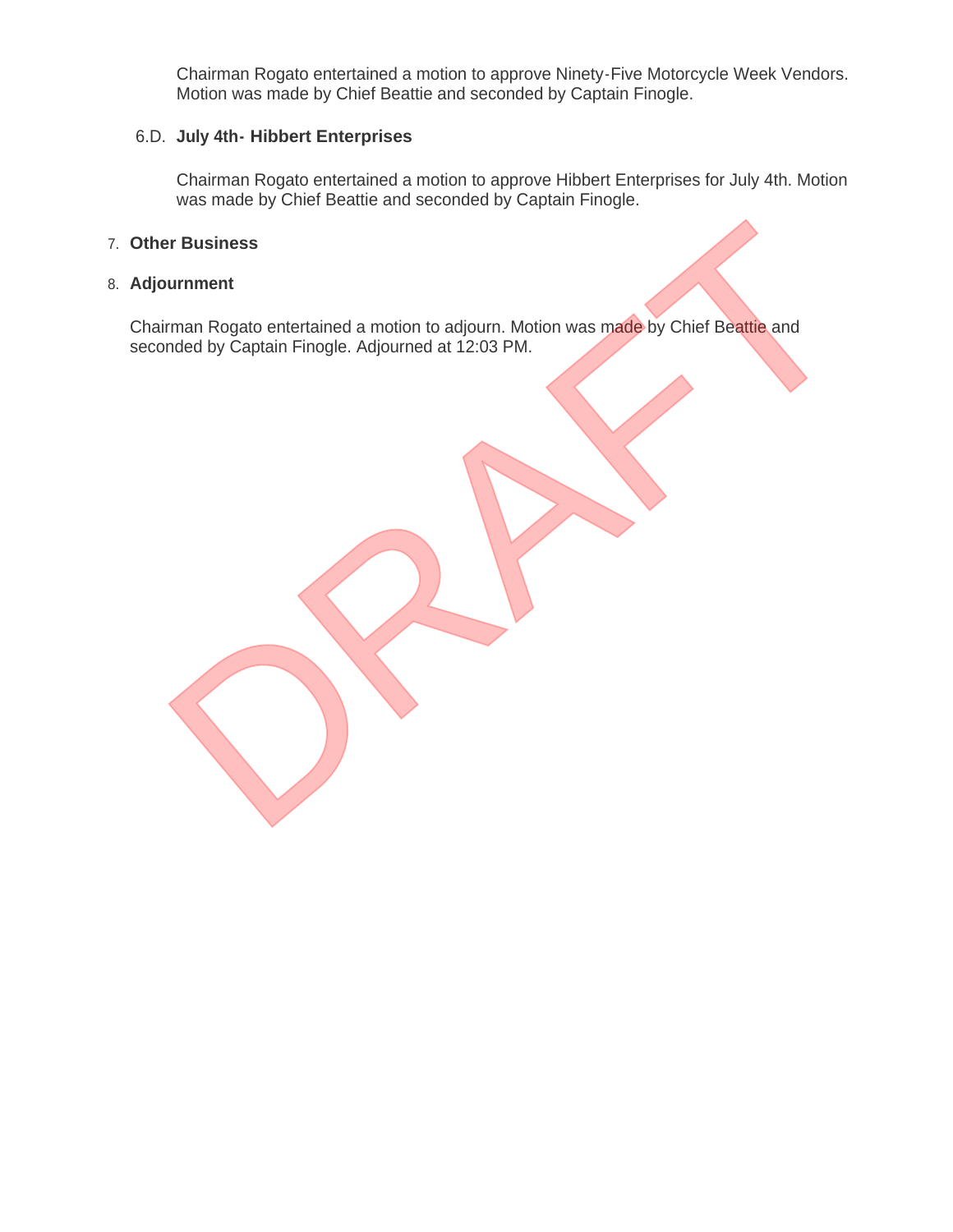Chairman Rogato entertained a motion to approve Ninety-Five Motorcycle Week Vendors. Motion was made by Chief Beattie and seconded by Captain Finogle.

### 6.D. July 4th- Hibbert Enterprises

Chairman Rogato entertained a motion to approve Hibbert Enterprises for July 4th. Motion was made by Chief Beattie and seconded by Captain Finogle.

## 7. Other Business

## 8. Adjournment

Chairman Rogato entertained a motion to adjourn. Motion was made by Chief Beattie and seconded by Captain Finogle. Adjourned at 12:03 PM.

DRAFT